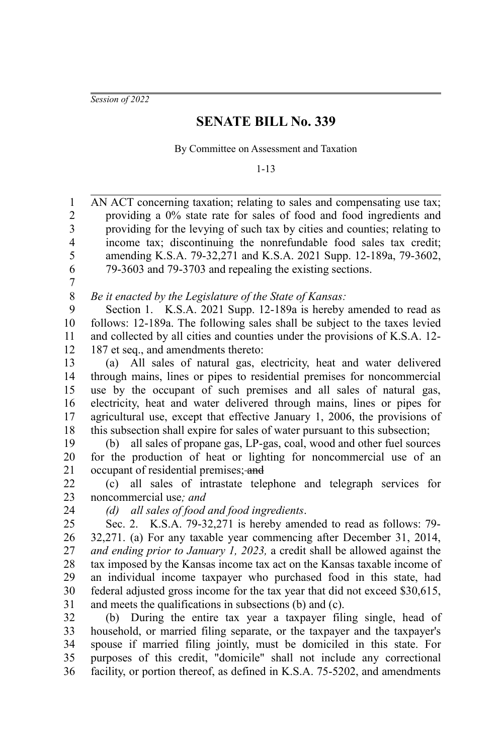*Session of 2022*

# SENATE BILL No. 339

By Committee on Assessment and Taxation

1-13

AN ACT concerning taxation; relating to sales and compensating use tax; providing a 0% state rate for sales of food and food ingredients and providing for the levying of such tax by cities and counties; relating to income tax; discontinuing the nonrefundable food sales tax credit; amending K.S.A. 79-32,271 and K.S.A. 2021 Supp. 12-189a, 79-3602, 79-3603 and 79-3703 and repealing the existing sections.

*Be it enacted by the Legislature of the State of Kansas:*

Section 1. K.S.A. 2021 Supp. 12-189a is hereby amended to read as follows: 12-189a. The following sales shall be subject to the taxes levied and collected by all cities and counties under the provisions of K.S.A. 12-187 et seq., and amendments thereto:

(a) All sales of natural gas, electricity, heat and water delivered through mains, lines or pipes to residential premises for noncommercial use by the occupant of such premises and all sales of natural gas, electricity, heat and water delivered through mains, lines or pipes for agricultural use, except that effective January 1, 2006, the provisions of this subsection shall expire for sales of water pursuant to this subsection;

(b) all sales of propane gas, LP-gas, coal, wood and other fuel sources for the production of heat or lighting for noncommercial use of an occupant of residential premises; ~~and~~

(c) all sales of intrastate telephone and telegraph services for noncommercial use*; and*

*(d) all sales of food and food ingredients*.

Sec. 2. K.S.A. 79-32,271 is hereby amended to read as follows: 79-32,271. (a) For any taxable year commencing after December 31, 2014, *and ending prior to January 1, 2023,* a credit shall be allowed against the tax imposed by the Kansas income tax act on the Kansas taxable income of an individual income taxpayer who purchased food in this state, had federal adjusted gross income for the tax year that did not exceed $30,615, and meets the qualifications in subsections (b) and (c).

(b) During the entire tax year a taxpayer filing single, head of household, or married filing separate, or the taxpayer and the taxpayer's spouse if married filing jointly, must be domiciled in this state. For purposes of this credit, "domicile" shall not include any correctional facility, or portion thereof, as defined in K.S.A. 75-5202, and amendments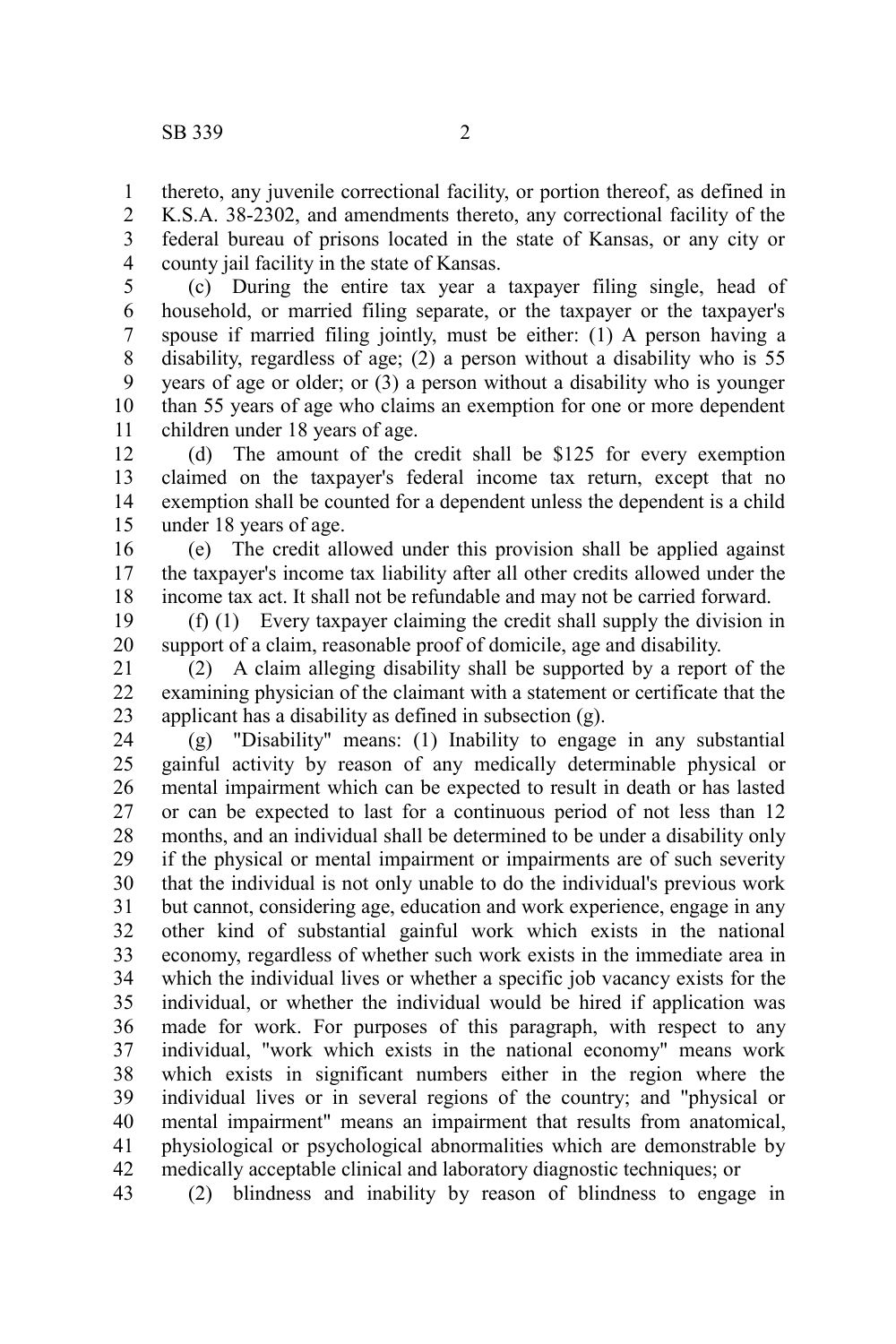thereto, any juvenile correctional facility, or portion thereof, as defined in K.S.A. 38-2302, and amendments thereto, any correctional facility of the federal bureau of prisons located in the state of Kansas, or any city or county jail facility in the state of Kansas.

(c) During the entire tax year a taxpayer filing single, head of household, or married filing separate, or the taxpayer or the taxpayer's spouse if married filing jointly, must be either: (1) A person having a disability, regardless of age; (2) a person without a disability who is 55 years of age or older; or (3) a person without a disability who is younger than 55 years of age who claims an exemption for one or more dependent children under 18 years of age.

(d) The amount of the credit shall be $125 for every exemption claimed on the taxpayer's federal income tax return, except that no exemption shall be counted for a dependent unless the dependent is a child under 18 years of age.

(e) The credit allowed under this provision shall be applied against the taxpayer's income tax liability after all other credits allowed under the income tax act. It shall not be refundable and may not be carried forward.

(f) (1) Every taxpayer claiming the credit shall supply the division in support of a claim, reasonable proof of domicile, age and disability.

(2) A claim alleging disability shall be supported by a report of the examining physician of the claimant with a statement or certificate that the applicant has a disability as defined in subsection (g).

(g) "Disability" means: (1) Inability to engage in any substantial gainful activity by reason of any medically determinable physical or mental impairment which can be expected to result in death or has lasted or can be expected to last for a continuous period of not less than 12 months, and an individual shall be determined to be under a disability only if the physical or mental impairment or impairments are of such severity that the individual is not only unable to do the individual's previous work but cannot, considering age, education and work experience, engage in any other kind of substantial gainful work which exists in the national economy, regardless of whether such work exists in the immediate area in which the individual lives or whether a specific job vacancy exists for the individual, or whether the individual would be hired if application was made for work. For purposes of this paragraph, with respect to any individual, "work which exists in the national economy" means work which exists in significant numbers either in the region where the individual lives or in several regions of the country; and "physical or mental impairment" means an impairment that results from anatomical, physiological or psychological abnormalities which are demonstrable by medically acceptable clinical and laboratory diagnostic techniques; or

(2) blindness and inability by reason of blindness to engage in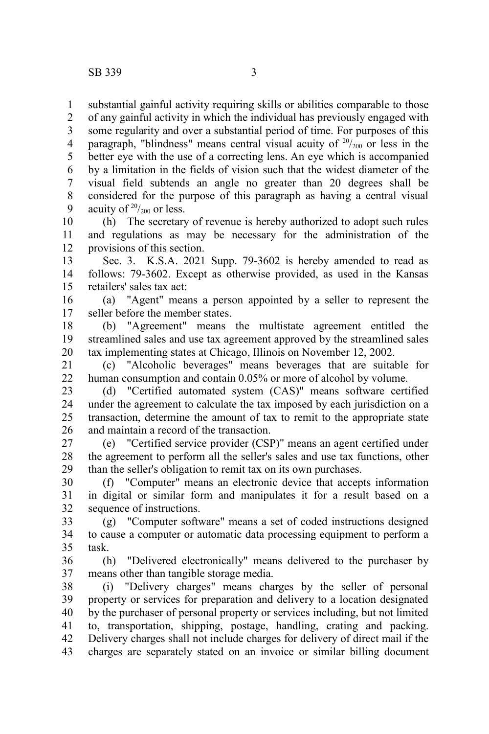substantial gainful activity requiring skills or abilities comparable to those of any gainful activity in which the individual has previously engaged with some regularity and over a substantial period of time. For purposes of this paragraph, "blindness" means central visual acuity of $^{20}/_{200}$ or less in the better eye with the use of a correcting lens. An eye which is accompanied by a limitation in the fields of vision such that the widest diameter of the visual field subtends an angle no greater than 20 degrees shall be considered for the purpose of this paragraph as having a central visual acuity of $^{20}/_{200}$ or less.

(h) The secretary of revenue is hereby authorized to adopt such rules and regulations as may be necessary for the administration of the provisions of this section.

Sec. 3. K.S.A. 2021 Supp. 79-3602 is hereby amended to read as follows: 79-3602. Except as otherwise provided, as used in the Kansas retailers' sales tax act:

(a) "Agent" means a person appointed by a seller to represent the seller before the member states.

(b) "Agreement" means the multistate agreement entitled the streamlined sales and use tax agreement approved by the streamlined sales tax implementing states at Chicago, Illinois on November 12, 2002.

(c) "Alcoholic beverages" means beverages that are suitable for human consumption and contain 0.05% or more of alcohol by volume.

(d) "Certified automated system (CAS)" means software certified under the agreement to calculate the tax imposed by each jurisdiction on a transaction, determine the amount of tax to remit to the appropriate state and maintain a record of the transaction.

(e) "Certified service provider (CSP)" means an agent certified under the agreement to perform all the seller's sales and use tax functions, other than the seller's obligation to remit tax on its own purchases.

(f) "Computer" means an electronic device that accepts information in digital or similar form and manipulates it for a result based on a sequence of instructions.

(g) "Computer software" means a set of coded instructions designed to cause a computer or automatic data processing equipment to perform a task.

(h) "Delivered electronically" means delivered to the purchaser by means other than tangible storage media.

(i) "Delivery charges" means charges by the seller of personal property or services for preparation and delivery to a location designated by the purchaser of personal property or services including, but not limited to, transportation, shipping, postage, handling, crating and packing. Delivery charges shall not include charges for delivery of direct mail if the charges are separately stated on an invoice or similar billing document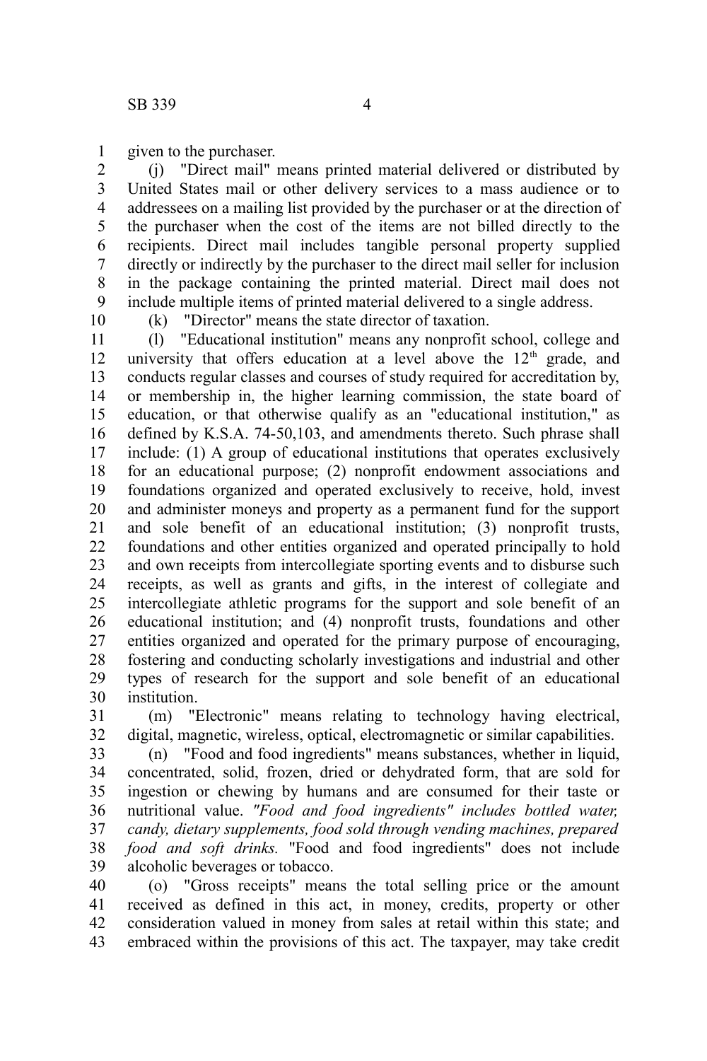given to the purchaser.

(j) "Direct mail" means printed material delivered or distributed by United States mail or other delivery services to a mass audience or to addressees on a mailing list provided by the purchaser or at the direction of the purchaser when the cost of the items are not billed directly to the recipients. Direct mail includes tangible personal property supplied directly or indirectly by the purchaser to the direct mail seller for inclusion in the package containing the printed material. Direct mail does not include multiple items of printed material delivered to a single address.

(k) "Director" means the state director of taxation.

(l) "Educational institution" means any nonprofit school, college and university that offers education at a level above the 12th grade, and conducts regular classes and courses of study required for accreditation by, or membership in, the higher learning commission, the state board of education, or that otherwise qualify as an "educational institution," as defined by K.S.A. 74-50,103, and amendments thereto. Such phrase shall include: (1) A group of educational institutions that operates exclusively for an educational purpose; (2) nonprofit endowment associations and foundations organized and operated exclusively to receive, hold, invest and administer moneys and property as a permanent fund for the support and sole benefit of an educational institution; (3) nonprofit trusts, foundations and other entities organized and operated principally to hold and own receipts from intercollegiate sporting events and to disburse such receipts, as well as grants and gifts, in the interest of collegiate and intercollegiate athletic programs for the support and sole benefit of an educational institution; and (4) nonprofit trusts, foundations and other entities organized and operated for the primary purpose of encouraging, fostering and conducting scholarly investigations and industrial and other types of research for the support and sole benefit of an educational institution.

(m) "Electronic" means relating to technology having electrical, digital, magnetic, wireless, optical, electromagnetic or similar capabilities.

(n) "Food and food ingredients" means substances, whether in liquid, concentrated, solid, frozen, dried or dehydrated form, that are sold for ingestion or chewing by humans and are consumed for their taste or nutritional value. *"Food and food ingredients" includes bottled water, candy, dietary supplements, food sold through vending machines, prepared food and soft drinks.* "Food and food ingredients" does not include alcoholic beverages or tobacco.

(o) "Gross receipts" means the total selling price or the amount received as defined in this act, in money, credits, property or other consideration valued in money from sales at retail within this state; and embraced within the provisions of this act. The taxpayer, may take credit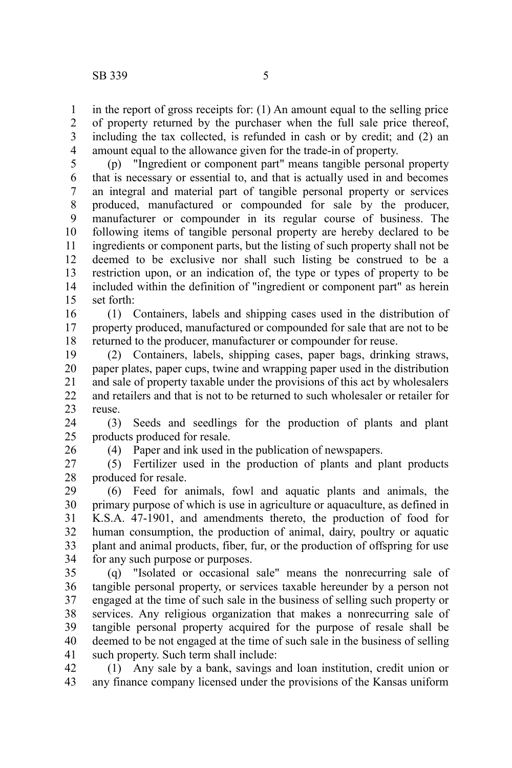in the report of gross receipts for: (1) An amount equal to the selling price of property returned by the purchaser when the full sale price thereof, including the tax collected, is refunded in cash or by credit; and (2) an amount equal to the allowance given for the trade-in of property.

(p) "Ingredient or component part" means tangible personal property that is necessary or essential to, and that is actually used in and becomes an integral and material part of tangible personal property or services produced, manufactured or compounded for sale by the producer, manufacturer or compounder in its regular course of business. The following items of tangible personal property are hereby declared to be ingredients or component parts, but the listing of such property shall not be deemed to be exclusive nor shall such listing be construed to be a restriction upon, or an indication of, the type or types of property to be included within the definition of "ingredient or component part" as herein set forth:

(1) Containers, labels and shipping cases used in the distribution of property produced, manufactured or compounded for sale that are not to be returned to the producer, manufacturer or compounder for reuse.

(2) Containers, labels, shipping cases, paper bags, drinking straws, paper plates, paper cups, twine and wrapping paper used in the distribution and sale of property taxable under the provisions of this act by wholesalers and retailers and that is not to be returned to such wholesaler or retailer for reuse.

(3) Seeds and seedlings for the production of plants and plant products produced for resale.

(4) Paper and ink used in the publication of newspapers.

(5) Fertilizer used in the production of plants and plant products produced for resale.

(6) Feed for animals, fowl and aquatic plants and animals, the primary purpose of which is use in agriculture or aquaculture, as defined in K.S.A. 47-1901, and amendments thereto, the production of food for human consumption, the production of animal, dairy, poultry or aquatic plant and animal products, fiber, fur, or the production of offspring for use for any such purpose or purposes.

(q) "Isolated or occasional sale" means the nonrecurring sale of tangible personal property, or services taxable hereunder by a person not engaged at the time of such sale in the business of selling such property or services. Any religious organization that makes a nonrecurring sale of tangible personal property acquired for the purpose of resale shall be deemed to be not engaged at the time of such sale in the business of selling such property. Such term shall include:

(1) Any sale by a bank, savings and loan institution, credit union or any finance company licensed under the provisions of the Kansas uniform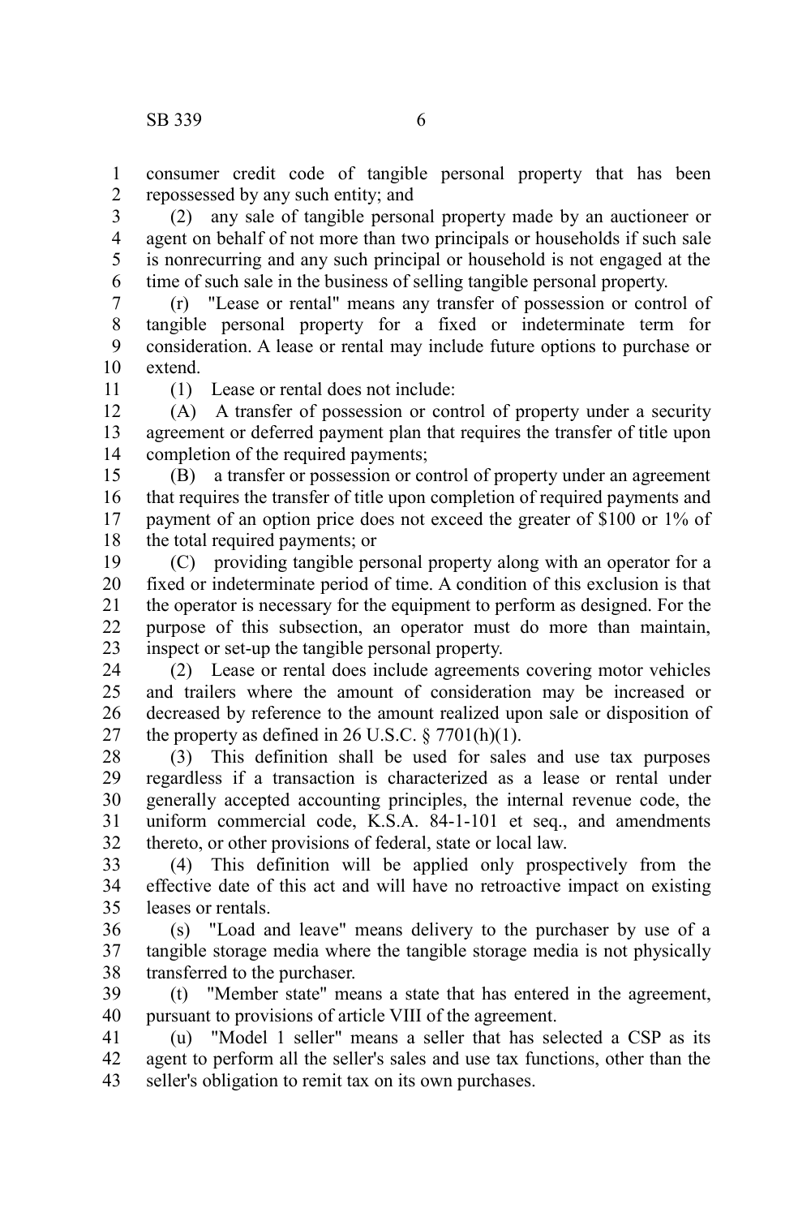consumer credit code of tangible personal property that has been repossessed by any such entity; and

(2) any sale of tangible personal property made by an auctioneer or agent on behalf of not more than two principals or households if such sale is nonrecurring and any such principal or household is not engaged at the time of such sale in the business of selling tangible personal property.

(r) "Lease or rental" means any transfer of possession or control of tangible personal property for a fixed or indeterminate term for consideration. A lease or rental may include future options to purchase or extend.

(1) Lease or rental does not include:

(A) A transfer of possession or control of property under a security agreement or deferred payment plan that requires the transfer of title upon completion of the required payments;

(B) a transfer or possession or control of property under an agreement that requires the transfer of title upon completion of required payments and payment of an option price does not exceed the greater of $100 or 1% of the total required payments; or

(C) providing tangible personal property along with an operator for a fixed or indeterminate period of time. A condition of this exclusion is that the operator is necessary for the equipment to perform as designed. For the purpose of this subsection, an operator must do more than maintain, inspect or set-up the tangible personal property.

(2) Lease or rental does include agreements covering motor vehicles and trailers where the amount of consideration may be increased or decreased by reference to the amount realized upon sale or disposition of the property as defined in 26 U.S.C. § 7701(h)(1).

(3) This definition shall be used for sales and use tax purposes regardless if a transaction is characterized as a lease or rental under generally accepted accounting principles, the internal revenue code, the uniform commercial code, K.S.A. 84-1-101 et seq., and amendments thereto, or other provisions of federal, state or local law.

(4) This definition will be applied only prospectively from the effective date of this act and will have no retroactive impact on existing leases or rentals.

(s) "Load and leave" means delivery to the purchaser by use of a tangible storage media where the tangible storage media is not physically transferred to the purchaser.

(t) "Member state" means a state that has entered in the agreement, pursuant to provisions of article VIII of the agreement.

(u) "Model 1 seller" means a seller that has selected a CSP as its agent to perform all the seller's sales and use tax functions, other than the seller's obligation to remit tax on its own purchases.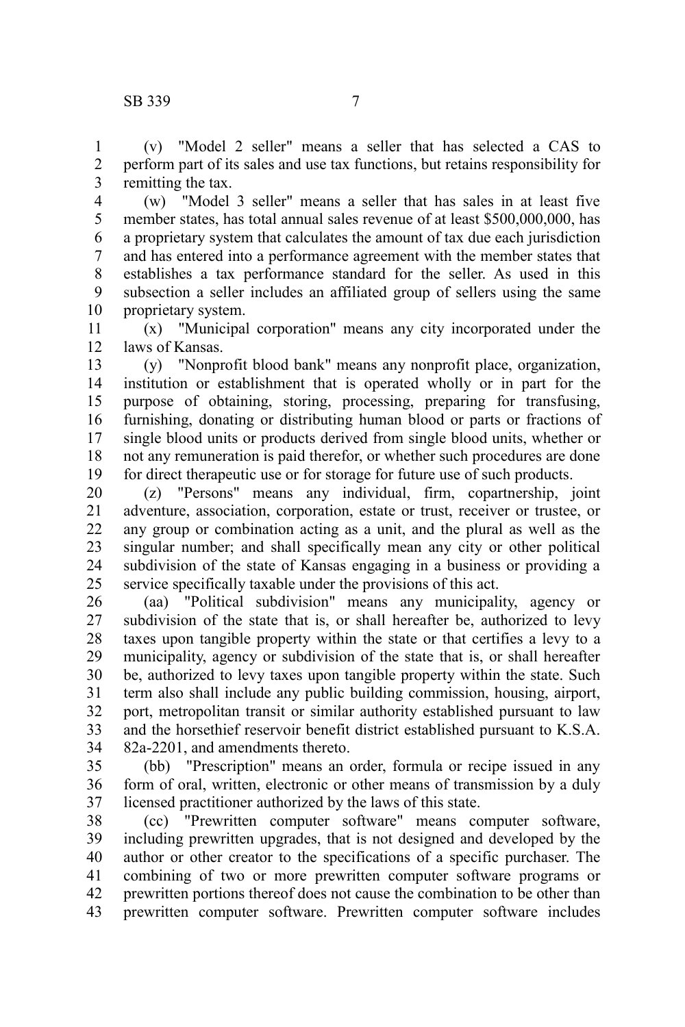(v) "Model 2 seller" means a seller that has selected a CAS to perform part of its sales and use tax functions, but retains responsibility for remitting the tax.

(w) "Model 3 seller" means a seller that has sales in at least five member states, has total annual sales revenue of at least $500,000,000, has a proprietary system that calculates the amount of tax due each jurisdiction and has entered into a performance agreement with the member states that establishes a tax performance standard for the seller. As used in this subsection a seller includes an affiliated group of sellers using the same proprietary system.

(x) "Municipal corporation" means any city incorporated under the laws of Kansas.

(y) "Nonprofit blood bank" means any nonprofit place, organization, institution or establishment that is operated wholly or in part for the purpose of obtaining, storing, processing, preparing for transfusing, furnishing, donating or distributing human blood or parts or fractions of single blood units or products derived from single blood units, whether or not any remuneration is paid therefor, or whether such procedures are done for direct therapeutic use or for storage for future use of such products.

(z) "Persons" means any individual, firm, copartnership, joint adventure, association, corporation, estate or trust, receiver or trustee, or any group or combination acting as a unit, and the plural as well as the singular number; and shall specifically mean any city or other political subdivision of the state of Kansas engaging in a business or providing a service specifically taxable under the provisions of this act.

(aa) "Political subdivision" means any municipality, agency or subdivision of the state that is, or shall hereafter be, authorized to levy taxes upon tangible property within the state or that certifies a levy to a municipality, agency or subdivision of the state that is, or shall hereafter be, authorized to levy taxes upon tangible property within the state. Such term also shall include any public building commission, housing, airport, port, metropolitan transit or similar authority established pursuant to law and the horsethief reservoir benefit district established pursuant to K.S.A. 82a-2201, and amendments thereto.

(bb) "Prescription" means an order, formula or recipe issued in any form of oral, written, electronic or other means of transmission by a duly licensed practitioner authorized by the laws of this state.

(cc) "Prewritten computer software" means computer software, including prewritten upgrades, that is not designed and developed by the author or other creator to the specifications of a specific purchaser. The combining of two or more prewritten computer software programs or prewritten portions thereof does not cause the combination to be other than prewritten computer software. Prewritten computer software includes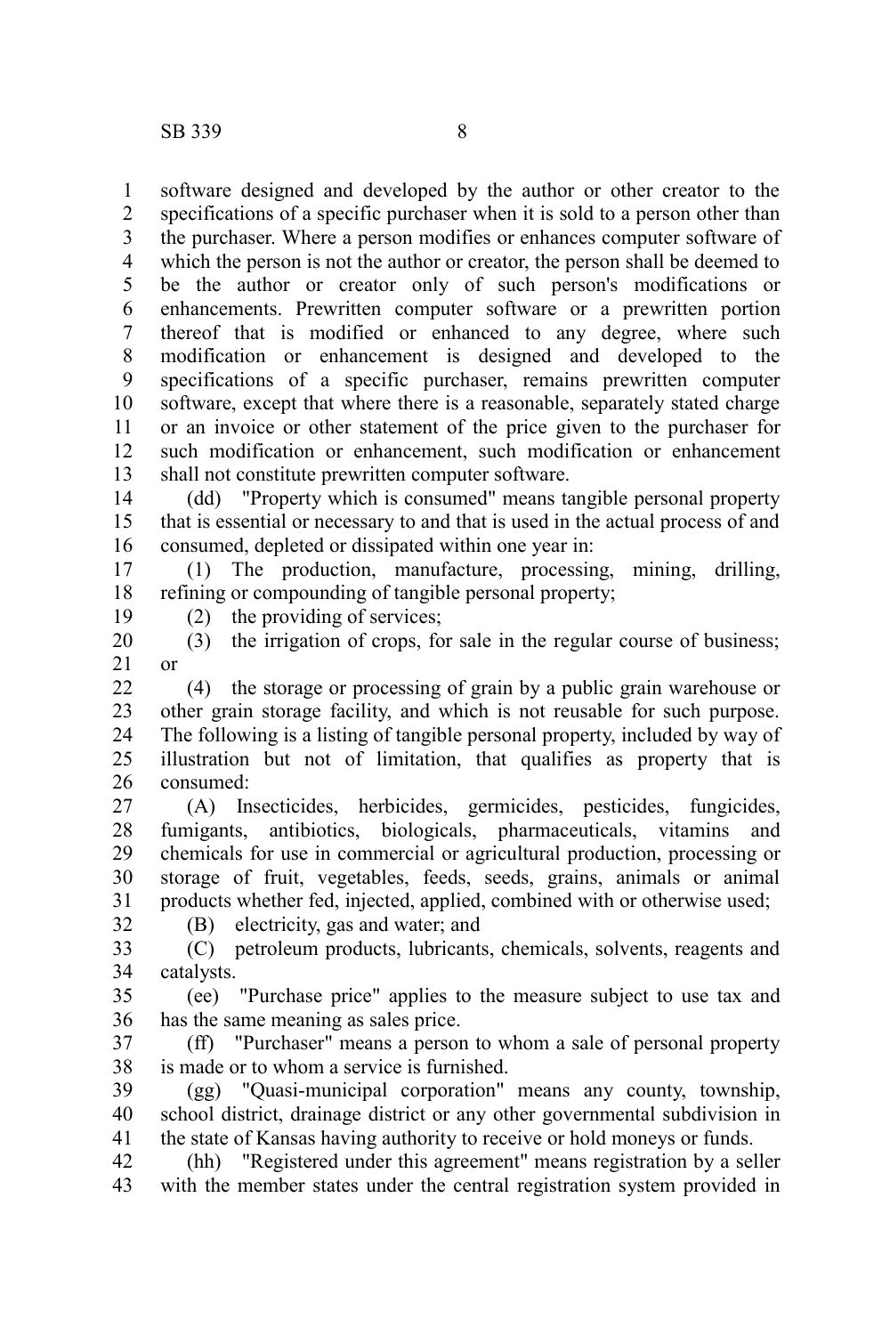software designed and developed by the author or other creator to the specifications of a specific purchaser when it is sold to a person other than the purchaser. Where a person modifies or enhances computer software of which the person is not the author or creator, the person shall be deemed to be the author or creator only of such person's modifications or enhancements. Prewritten computer software or a prewritten portion thereof that is modified or enhanced to any degree, where such modification or enhancement is designed and developed to the specifications of a specific purchaser, remains prewritten computer software, except that where there is a reasonable, separately stated charge or an invoice or other statement of the price given to the purchaser for such modification or enhancement, such modification or enhancement shall not constitute prewritten computer software.

(dd) "Property which is consumed" means tangible personal property that is essential or necessary to and that is used in the actual process of and consumed, depleted or dissipated within one year in:

(1) The production, manufacture, processing, mining, drilling, refining or compounding of tangible personal property;

(2) the providing of services;

(3) the irrigation of crops, for sale in the regular course of business; or

(4) the storage or processing of grain by a public grain warehouse or other grain storage facility, and which is not reusable for such purpose. The following is a listing of tangible personal property, included by way of illustration but not of limitation, that qualifies as property that is consumed:

(A) Insecticides, herbicides, germicides, pesticides, fungicides, fumigants, antibiotics, biologicals, pharmaceuticals, vitamins and chemicals for use in commercial or agricultural production, processing or storage of fruit, vegetables, feeds, seeds, grains, animals or animal products whether fed, injected, applied, combined with or otherwise used;

(B) electricity, gas and water; and

(C) petroleum products, lubricants, chemicals, solvents, reagents and catalysts.

(ee) "Purchase price" applies to the measure subject to use tax and has the same meaning as sales price.

(ff) "Purchaser" means a person to whom a sale of personal property is made or to whom a service is furnished.

(gg) "Quasi-municipal corporation" means any county, township, school district, drainage district or any other governmental subdivision in the state of Kansas having authority to receive or hold moneys or funds.

(hh) "Registered under this agreement" means registration by a seller with the member states under the central registration system provided in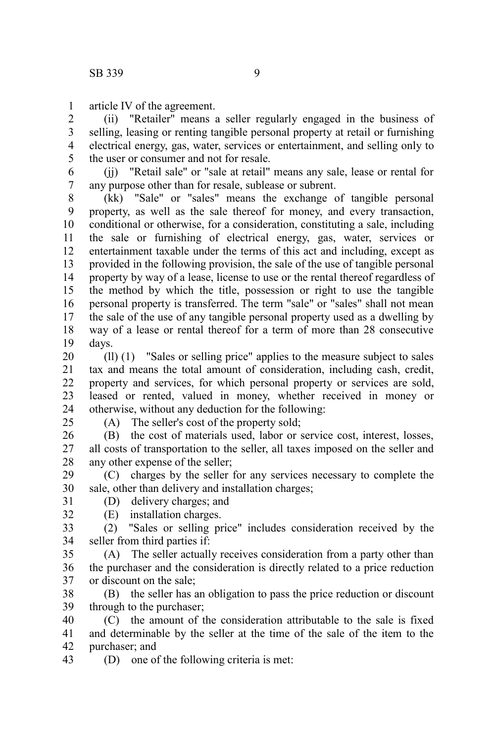article IV of the agreement.

(ii) "Retailer" means a seller regularly engaged in the business of selling, leasing or renting tangible personal property at retail or furnishing electrical energy, gas, water, services or entertainment, and selling only to the user or consumer and not for resale.

(jj) "Retail sale" or "sale at retail" means any sale, lease or rental for any purpose other than for resale, sublease or subrent.

(kk) "Sale" or "sales" means the exchange of tangible personal property, as well as the sale thereof for money, and every transaction, conditional or otherwise, for a consideration, constituting a sale, including the sale or furnishing of electrical energy, gas, water, services or entertainment taxable under the terms of this act and including, except as provided in the following provision, the sale of the use of tangible personal property by way of a lease, license to use or the rental thereof regardless of the method by which the title, possession or right to use the tangible personal property is transferred. The term "sale" or "sales" shall not mean the sale of the use of any tangible personal property used as a dwelling by way of a lease or rental thereof for a term of more than 28 consecutive days.

(ll) (1) "Sales or selling price" applies to the measure subject to sales tax and means the total amount of consideration, including cash, credit, property and services, for which personal property or services are sold, leased or rented, valued in money, whether received in money or otherwise, without any deduction for the following:

(A) The seller's cost of the property sold;

(B) the cost of materials used, labor or service cost, interest, losses, all costs of transportation to the seller, all taxes imposed on the seller and any other expense of the seller;

(C) charges by the seller for any services necessary to complete the sale, other than delivery and installation charges;

(D) delivery charges; and

(E) installation charges.

(2) "Sales or selling price" includes consideration received by the seller from third parties if:

(A) The seller actually receives consideration from a party other than the purchaser and the consideration is directly related to a price reduction or discount on the sale;

(B) the seller has an obligation to pass the price reduction or discount through to the purchaser;

(C) the amount of the consideration attributable to the sale is fixed and determinable by the seller at the time of the sale of the item to the purchaser; and

(D) one of the following criteria is met: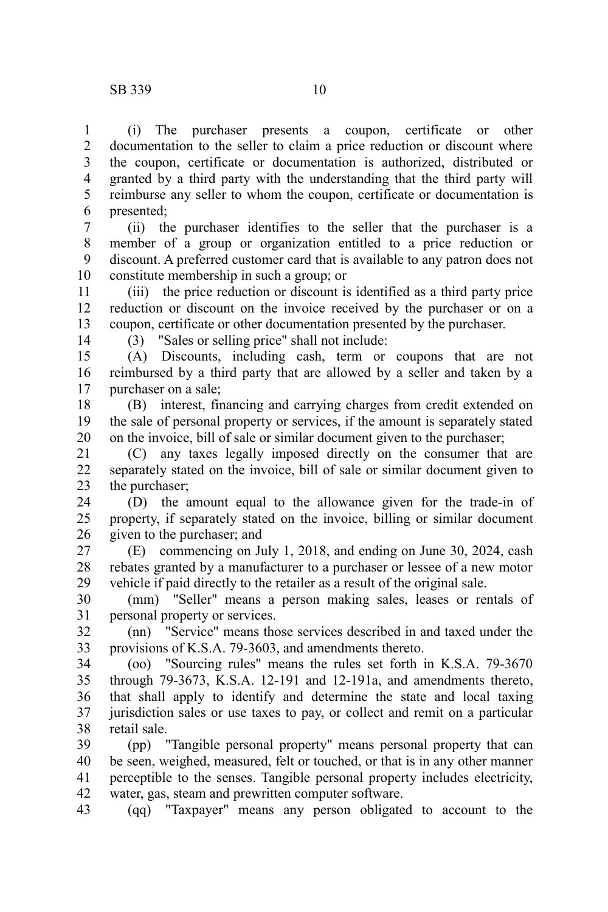(i) The purchaser presents a coupon, certificate or other documentation to the seller to claim a price reduction or discount where the coupon, certificate or documentation is authorized, distributed or granted by a third party with the understanding that the third party will reimburse any seller to whom the coupon, certificate or documentation is presented;

(ii) the purchaser identifies to the seller that the purchaser is a member of a group or organization entitled to a price reduction or discount. A preferred customer card that is available to any patron does not constitute membership in such a group; or

(iii) the price reduction or discount is identified as a third party price reduction or discount on the invoice received by the purchaser or on a coupon, certificate or other documentation presented by the purchaser.

(3) "Sales or selling price" shall not include:

(A) Discounts, including cash, term or coupons that are not reimbursed by a third party that are allowed by a seller and taken by a purchaser on a sale;

(B) interest, financing and carrying charges from credit extended on the sale of personal property or services, if the amount is separately stated on the invoice, bill of sale or similar document given to the purchaser;

(C) any taxes legally imposed directly on the consumer that are separately stated on the invoice, bill of sale or similar document given to the purchaser;

(D) the amount equal to the allowance given for the trade-in of property, if separately stated on the invoice, billing or similar document given to the purchaser; and

(E) commencing on July 1, 2018, and ending on June 30, 2024, cash rebates granted by a manufacturer to a purchaser or lessee of a new motor vehicle if paid directly to the retailer as a result of the original sale.

(mm) "Seller" means a person making sales, leases or rentals of personal property or services.

(nn) "Service" means those services described in and taxed under the provisions of K.S.A. 79-3603, and amendments thereto.

(oo) "Sourcing rules" means the rules set forth in K.S.A. 79-3670 through 79-3673, K.S.A. 12-191 and 12-191a, and amendments thereto, that shall apply to identify and determine the state and local taxing jurisdiction sales or use taxes to pay, or collect and remit on a particular retail sale.

(pp) "Tangible personal property" means personal property that can be seen, weighed, measured, felt or touched, or that is in any other manner perceptible to the senses. Tangible personal property includes electricity, water, gas, steam and prewritten computer software.

(qq) "Taxpayer" means any person obligated to account to the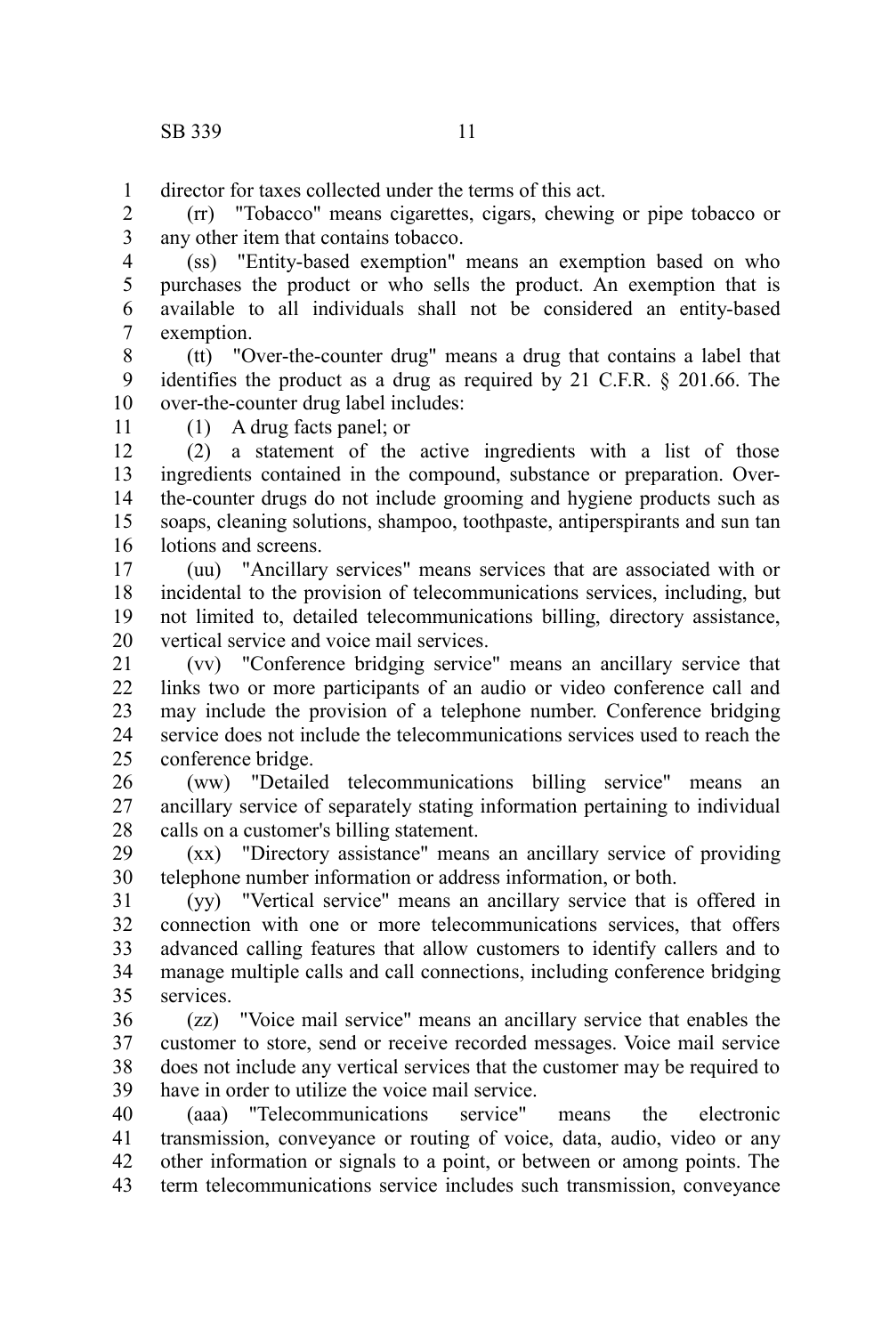director for taxes collected under the terms of this act.

(rr) "Tobacco" means cigarettes, cigars, chewing or pipe tobacco or any other item that contains tobacco.

(ss) "Entity-based exemption" means an exemption based on who purchases the product or who sells the product. An exemption that is available to all individuals shall not be considered an entity-based exemption.

(tt) "Over-the-counter drug" means a drug that contains a label that identifies the product as a drug as required by 21 C.F.R. § 201.66. The over-the-counter drug label includes:

(1) A drug facts panel; or

(2) a statement of the active ingredients with a list of those ingredients contained in the compound, substance or preparation. Over-the-counter drugs do not include grooming and hygiene products such as soaps, cleaning solutions, shampoo, toothpaste, antiperspirants and sun tan lotions and screens.

(uu) "Ancillary services" means services that are associated with or incidental to the provision of telecommunications services, including, but not limited to, detailed telecommunications billing, directory assistance, vertical service and voice mail services.

(vv) "Conference bridging service" means an ancillary service that links two or more participants of an audio or video conference call and may include the provision of a telephone number. Conference bridging service does not include the telecommunications services used to reach the conference bridge.

(ww) "Detailed telecommunications billing service" means an ancillary service of separately stating information pertaining to individual calls on a customer's billing statement.

(xx) "Directory assistance" means an ancillary service of providing telephone number information or address information, or both.

(yy) "Vertical service" means an ancillary service that is offered in connection with one or more telecommunications services, that offers advanced calling features that allow customers to identify callers and to manage multiple calls and call connections, including conference bridging services.

(zz) "Voice mail service" means an ancillary service that enables the customer to store, send or receive recorded messages. Voice mail service does not include any vertical services that the customer may be required to have in order to utilize the voice mail service.

(aaa) "Telecommunications service" means the electronic transmission, conveyance or routing of voice, data, audio, video or any other information or signals to a point, or between or among points. The term telecommunications service includes such transmission, conveyance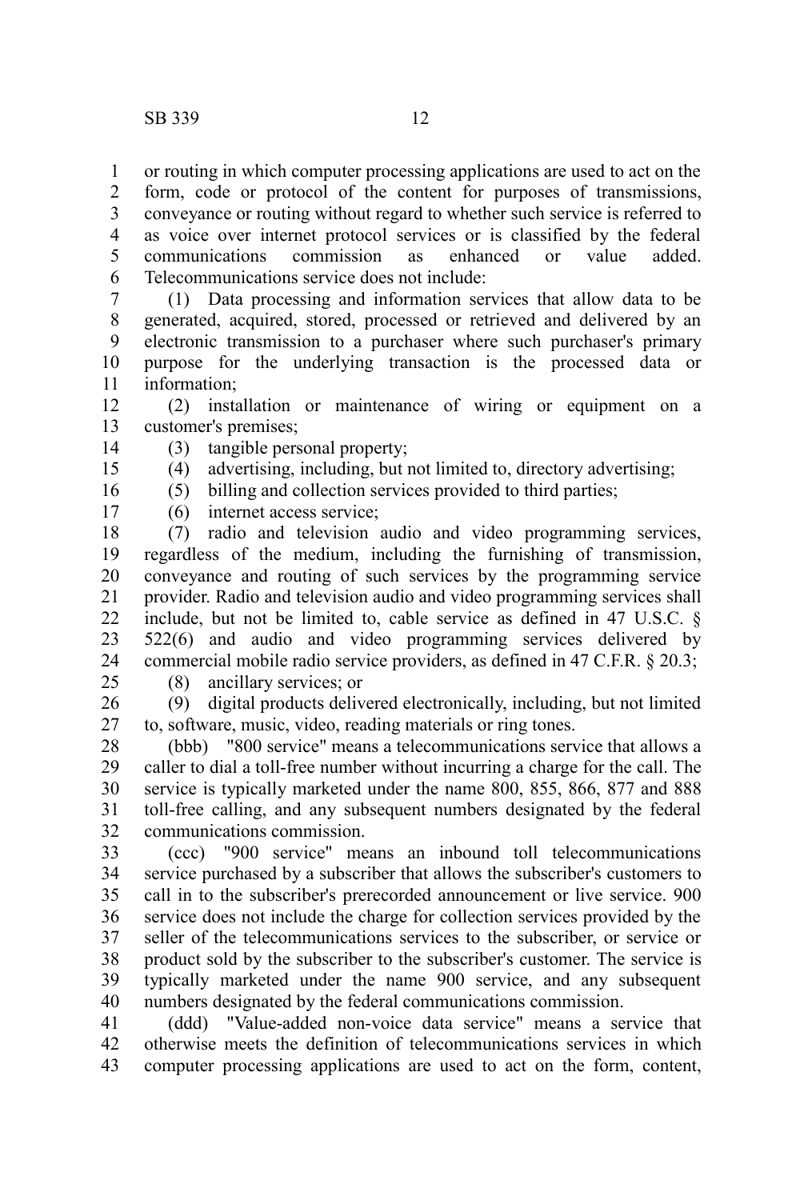or routing in which computer processing applications are used to act on the form, code or protocol of the content for purposes of transmissions, conveyance or routing without regard to whether such service is referred to as voice over internet protocol services or is classified by the federal communications commission as enhanced or value added. Telecommunications service does not include:

(1) Data processing and information services that allow data to be generated, acquired, stored, processed or retrieved and delivered by an electronic transmission to a purchaser where such purchaser's primary purpose for the underlying transaction is the processed data or information;

(2) installation or maintenance of wiring or equipment on a customer's premises;

(3) tangible personal property;

(4) advertising, including, but not limited to, directory advertising;

(5) billing and collection services provided to third parties;

(6) internet access service;

(7) radio and television audio and video programming services, regardless of the medium, including the furnishing of transmission, conveyance and routing of such services by the programming service provider. Radio and television audio and video programming services shall include, but not be limited to, cable service as defined in 47 U.S.C. § 522(6) and audio and video programming services delivered by commercial mobile radio service providers, as defined in 47 C.F.R. § 20.3;

(8) ancillary services; or

(9) digital products delivered electronically, including, but not limited to, software, music, video, reading materials or ring tones.

(bbb) "800 service" means a telecommunications service that allows a caller to dial a toll-free number without incurring a charge for the call. The service is typically marketed under the name 800, 855, 866, 877 and 888 toll-free calling, and any subsequent numbers designated by the federal communications commission.

(ccc) "900 service" means an inbound toll telecommunications service purchased by a subscriber that allows the subscriber's customers to call in to the subscriber's prerecorded announcement or live service. 900 service does not include the charge for collection services provided by the seller of the telecommunications services to the subscriber, or service or product sold by the subscriber to the subscriber's customer. The service is typically marketed under the name 900 service, and any subsequent numbers designated by the federal communications commission.

(ddd) "Value-added non-voice data service" means a service that otherwise meets the definition of telecommunications services in which computer processing applications are used to act on the form, content,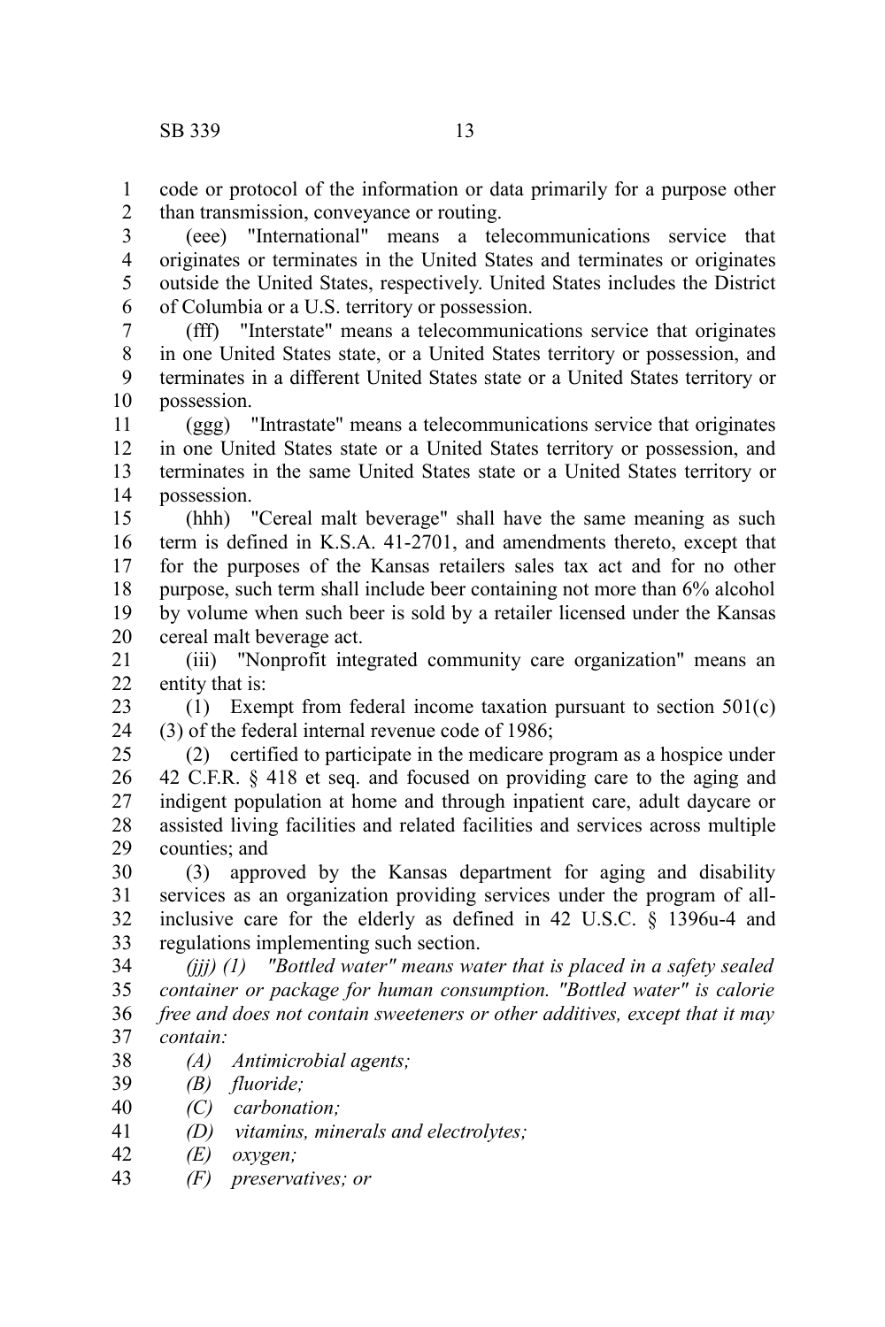code or protocol of the information or data primarily for a purpose other than transmission, conveyance or routing.

(eee) "International" means a telecommunications service that originates or terminates in the United States and terminates or originates outside the United States, respectively. United States includes the District of Columbia or a U.S. territory or possession.

(fff) "Interstate" means a telecommunications service that originates in one United States state, or a United States territory or possession, and terminates in a different United States state or a United States territory or possession.

(ggg) "Intrastate" means a telecommunications service that originates in one United States state or a United States territory or possession, and terminates in the same United States state or a United States territory or possession.

(hhh) "Cereal malt beverage" shall have the same meaning as such term is defined in K.S.A. 41-2701, and amendments thereto, except that for the purposes of the Kansas retailers sales tax act and for no other purpose, such term shall include beer containing not more than 6% alcohol by volume when such beer is sold by a retailer licensed under the Kansas cereal malt beverage act.

(iii) "Nonprofit integrated community care organization" means an entity that is:

(1) Exempt from federal income taxation pursuant to section 501(c) (3) of the federal internal revenue code of 1986;

(2) certified to participate in the medicare program as a hospice under 42 C.F.R. § 418 et seq. and focused on providing care to the aging and indigent population at home and through inpatient care, adult daycare or assisted living facilities and related facilities and services across multiple counties; and

(3) approved by the Kansas department for aging and disability services as an organization providing services under the program of all-inclusive care for the elderly as defined in 42 U.S.C. § 1396u-4 and regulations implementing such section.

*(jjj) (1) "Bottled water" means water that is placed in a safety sealed container or package for human consumption. "Bottled water" is calorie free and does not contain sweeteners or other additives, except that it may contain:*

*(A) Antimicrobial agents;*

*(B) fluoride;*

*(C) carbonation;*

*(D) vitamins, minerals and electrolytes;*

*(E) oxygen;*

*(F) preservatives; or*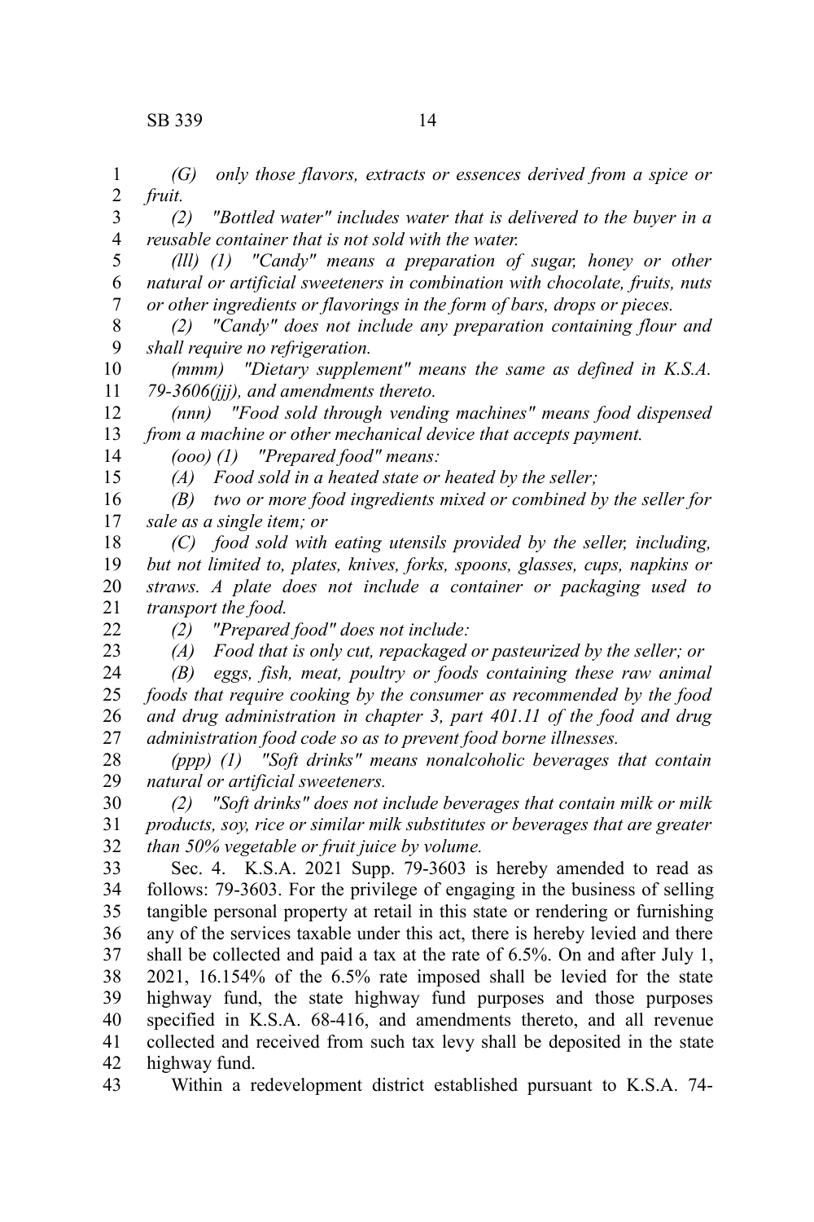*(G) only those flavors, extracts or essences derived from a spice or fruit.*

*(2) "Bottled water" includes water that is delivered to the buyer in a reusable container that is not sold with the water.*

*(lll) (1) "Candy" means a preparation of sugar, honey or other natural or artificial sweeteners in combination with chocolate, fruits, nuts or other ingredients or flavorings in the form of bars, drops or pieces.*

*(2) "Candy" does not include any preparation containing flour and shall require no refrigeration.*

*(mmm) "Dietary supplement" means the same as defined in K.S.A. 79-3606(jjj), and amendments thereto.*

*(nnn) "Food sold through vending machines" means food dispensed from a machine or other mechanical device that accepts payment.*

*(ooo) (1) "Prepared food" means:*

*(A) Food sold in a heated state or heated by the seller;*

*(B) two or more food ingredients mixed or combined by the seller for sale as a single item; or*

*(C) food sold with eating utensils provided by the seller, including, but not limited to, plates, knives, forks, spoons, glasses, cups, napkins or straws. A plate does not include a container or packaging used to transport the food.*

*(2) "Prepared food" does not include:*

*(A) Food that is only cut, repackaged or pasteurized by the seller; or*

*(B) eggs, fish, meat, poultry or foods containing these raw animal foods that require cooking by the consumer as recommended by the food and drug administration in chapter 3, part 401.11 of the food and drug administration food code so as to prevent food borne illnesses.*

*(ppp) (1) "Soft drinks" means nonalcoholic beverages that contain natural or artificial sweeteners.*

*(2) "Soft drinks" does not include beverages that contain milk or milk products, soy, rice or similar milk substitutes or beverages that are greater than 50% vegetable or fruit juice by volume.*

Sec. 4. K.S.A. 2021 Supp. 79-3603 is hereby amended to read as follows: 79-3603. For the privilege of engaging in the business of selling tangible personal property at retail in this state or rendering or furnishing any of the services taxable under this act, there is hereby levied and there shall be collected and paid a tax at the rate of 6.5%. On and after July 1, 2021, 16.154% of the 6.5% rate imposed shall be levied for the state highway fund, the state highway fund purposes and those purposes specified in K.S.A. 68-416, and amendments thereto, and all revenue collected and received from such tax levy shall be deposited in the state highway fund.

Within a redevelopment district established pursuant to K.S.A. 74-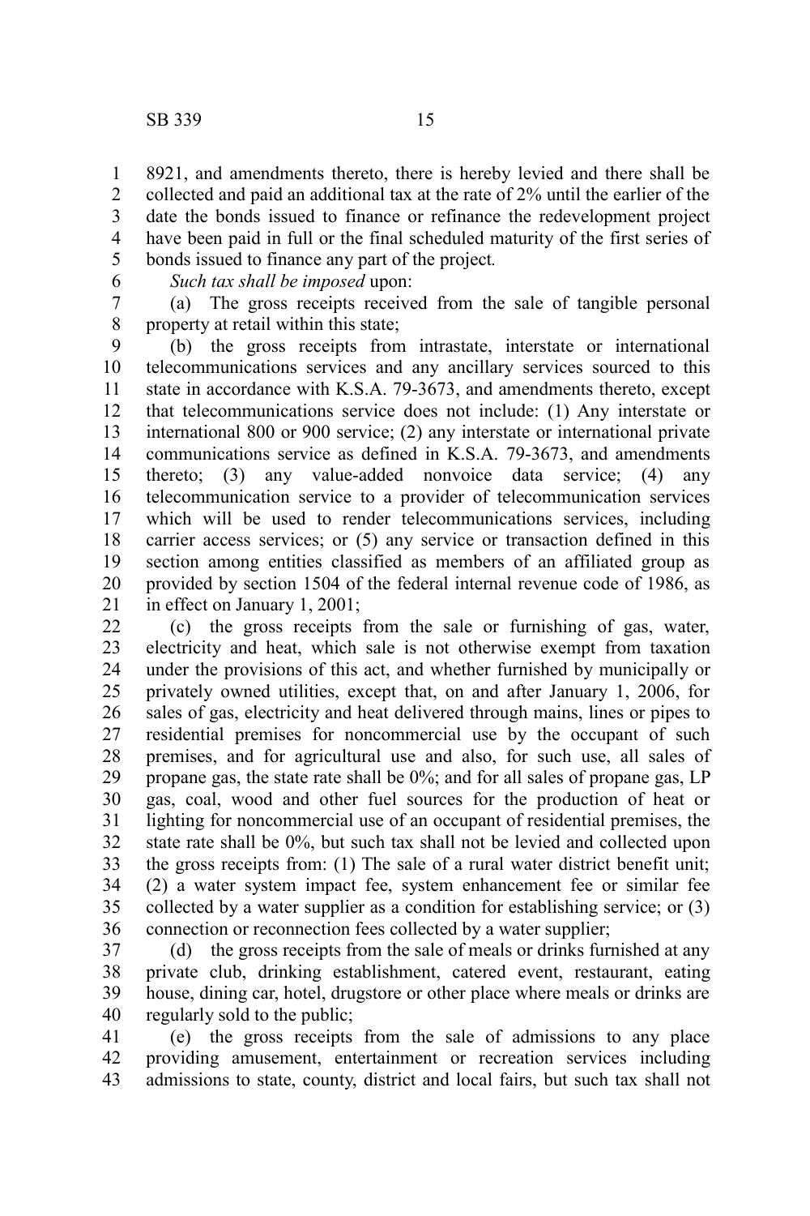8921, and amendments thereto, there is hereby levied and there shall be collected and paid an additional tax at the rate of 2% until the earlier of the date the bonds issued to finance or refinance the redevelopment project have been paid in full or the final scheduled maturity of the first series of bonds issued to finance any part of the project*.*

*Such tax shall be imposed* upon:

(a) The gross receipts received from the sale of tangible personal property at retail within this state;

(b) the gross receipts from intrastate, interstate or international telecommunications services and any ancillary services sourced to this state in accordance with K.S.A. 79-3673, and amendments thereto, except that telecommunications service does not include: (1) Any interstate or international 800 or 900 service; (2) any interstate or international private communications service as defined in K.S.A. 79-3673, and amendments thereto; (3) any value-added nonvoice data service; (4) any telecommunication service to a provider of telecommunication services which will be used to render telecommunications services, including carrier access services; or (5) any service or transaction defined in this section among entities classified as members of an affiliated group as provided by section 1504 of the federal internal revenue code of 1986, as in effect on January 1, 2001;

(c) the gross receipts from the sale or furnishing of gas, water, electricity and heat, which sale is not otherwise exempt from taxation under the provisions of this act, and whether furnished by municipally or privately owned utilities, except that, on and after January 1, 2006, for sales of gas, electricity and heat delivered through mains, lines or pipes to residential premises for noncommercial use by the occupant of such premises, and for agricultural use and also, for such use, all sales of propane gas, the state rate shall be 0%; and for all sales of propane gas, LP gas, coal, wood and other fuel sources for the production of heat or lighting for noncommercial use of an occupant of residential premises, the state rate shall be 0%, but such tax shall not be levied and collected upon the gross receipts from: (1) The sale of a rural water district benefit unit; (2) a water system impact fee, system enhancement fee or similar fee collected by a water supplier as a condition for establishing service; or (3) connection or reconnection fees collected by a water supplier;

(d) the gross receipts from the sale of meals or drinks furnished at any private club, drinking establishment, catered event, restaurant, eating house, dining car, hotel, drugstore or other place where meals or drinks are regularly sold to the public;

(e) the gross receipts from the sale of admissions to any place providing amusement, entertainment or recreation services including admissions to state, county, district and local fairs, but such tax shall not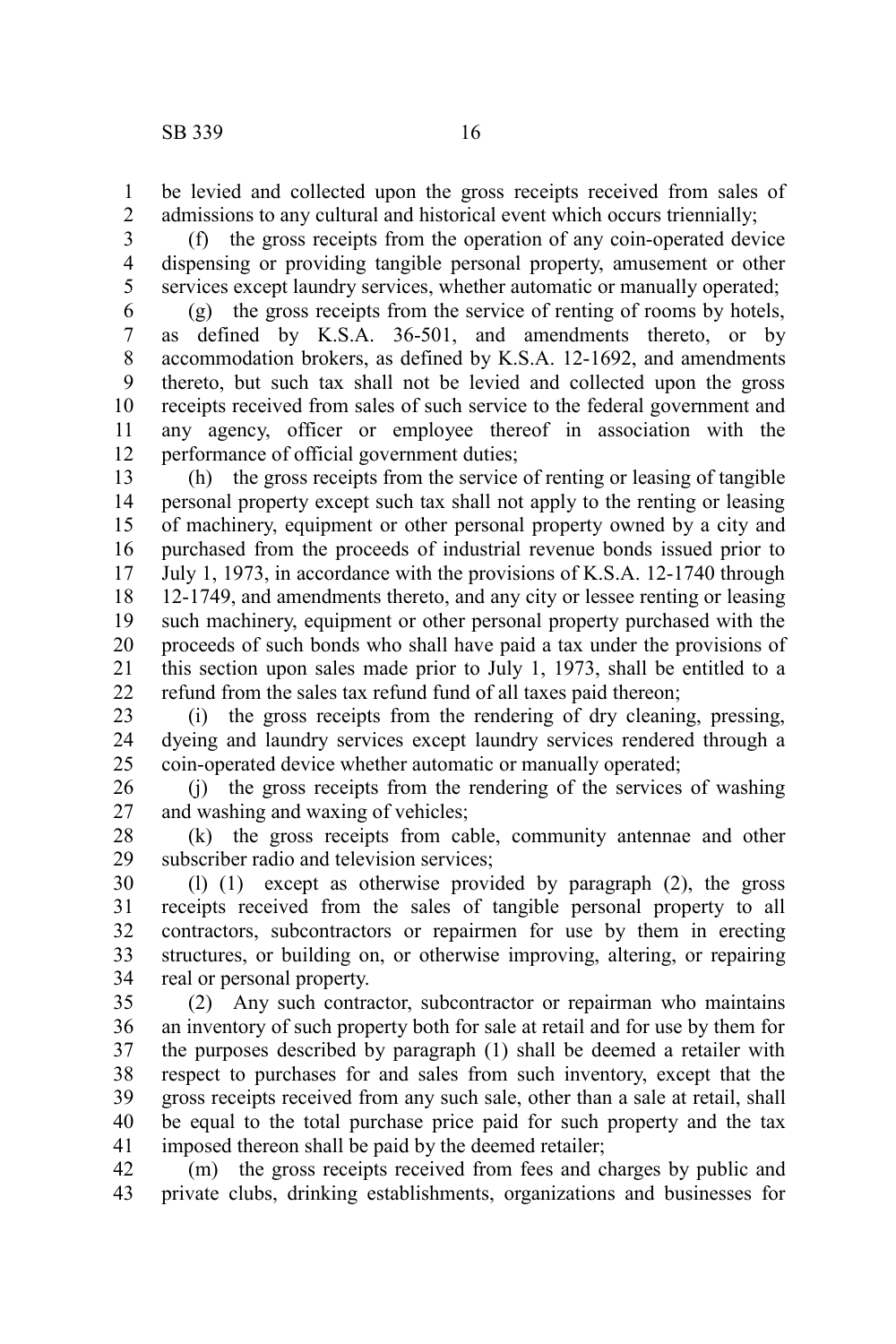be levied and collected upon the gross receipts received from sales of admissions to any cultural and historical event which occurs triennially;

(f) the gross receipts from the operation of any coin-operated device dispensing or providing tangible personal property, amusement or other services except laundry services, whether automatic or manually operated;

(g) the gross receipts from the service of renting of rooms by hotels, as defined by K.S.A. 36-501, and amendments thereto, or by accommodation brokers, as defined by K.S.A. 12-1692, and amendments thereto, but such tax shall not be levied and collected upon the gross receipts received from sales of such service to the federal government and any agency, officer or employee thereof in association with the performance of official government duties;

(h) the gross receipts from the service of renting or leasing of tangible personal property except such tax shall not apply to the renting or leasing of machinery, equipment or other personal property owned by a city and purchased from the proceeds of industrial revenue bonds issued prior to July 1, 1973, in accordance with the provisions of K.S.A. 12-1740 through 12-1749, and amendments thereto, and any city or lessee renting or leasing such machinery, equipment or other personal property purchased with the proceeds of such bonds who shall have paid a tax under the provisions of this section upon sales made prior to July 1, 1973, shall be entitled to a refund from the sales tax refund fund of all taxes paid thereon;

(i) the gross receipts from the rendering of dry cleaning, pressing, dyeing and laundry services except laundry services rendered through a coin-operated device whether automatic or manually operated;

(j) the gross receipts from the rendering of the services of washing and washing and waxing of vehicles;

(k) the gross receipts from cable, community antennae and other subscriber radio and television services;

(l) (1) except as otherwise provided by paragraph (2), the gross receipts received from the sales of tangible personal property to all contractors, subcontractors or repairmen for use by them in erecting structures, or building on, or otherwise improving, altering, or repairing real or personal property.

(2) Any such contractor, subcontractor or repairman who maintains an inventory of such property both for sale at retail and for use by them for the purposes described by paragraph (1) shall be deemed a retailer with respect to purchases for and sales from such inventory, except that the gross receipts received from any such sale, other than a sale at retail, shall be equal to the total purchase price paid for such property and the tax imposed thereon shall be paid by the deemed retailer;

(m) the gross receipts received from fees and charges by public and private clubs, drinking establishments, organizations and businesses for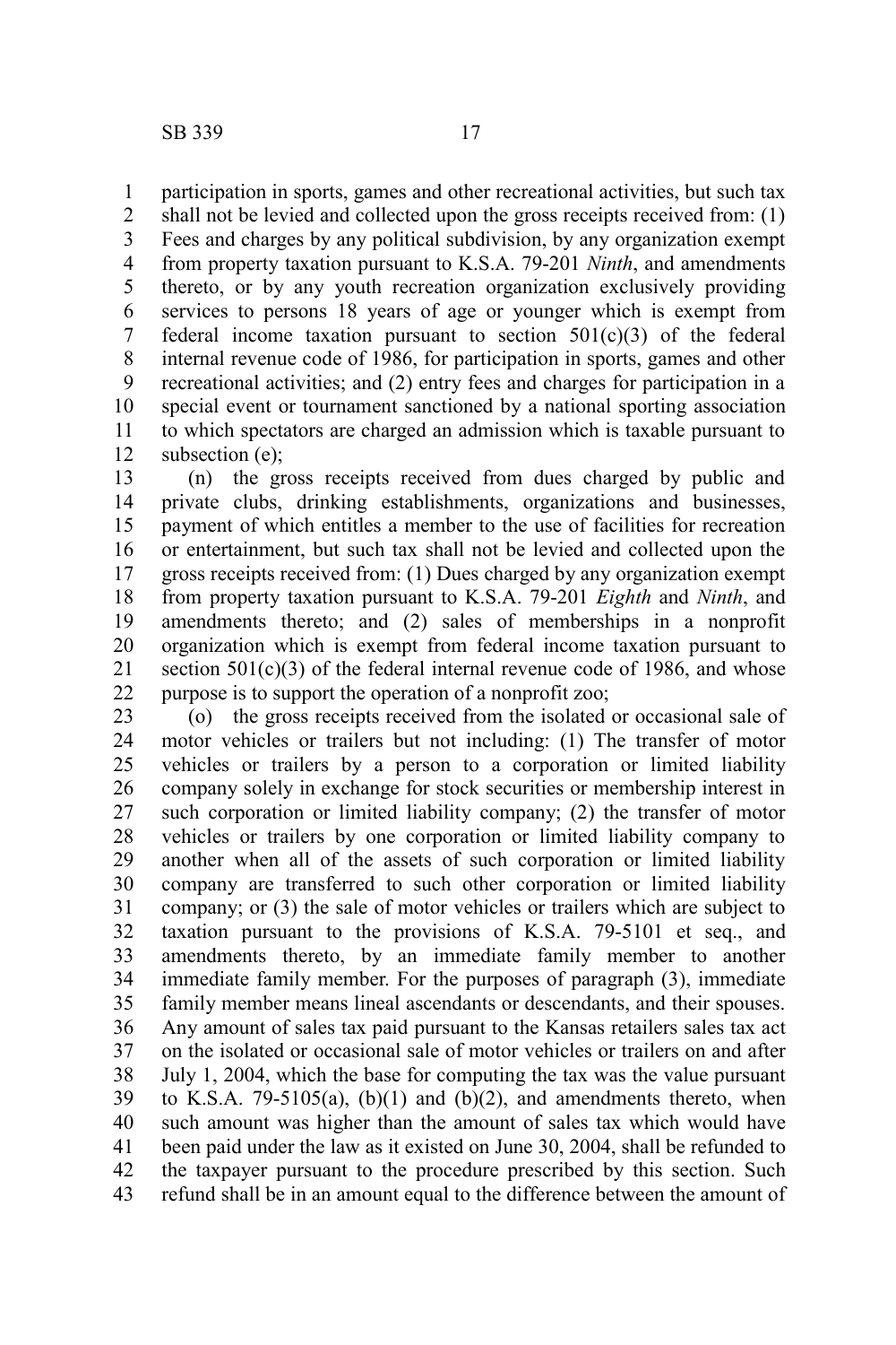participation in sports, games and other recreational activities, but such tax shall not be levied and collected upon the gross receipts received from: (1) Fees and charges by any political subdivision, by any organization exempt from property taxation pursuant to K.S.A. 79-201 *Ninth*, and amendments thereto, or by any youth recreation organization exclusively providing services to persons 18 years of age or younger which is exempt from federal income taxation pursuant to section 501(c)(3) of the federal internal revenue code of 1986, for participation in sports, games and other recreational activities; and (2) entry fees and charges for participation in a special event or tournament sanctioned by a national sporting association to which spectators are charged an admission which is taxable pursuant to subsection (e);

(n) the gross receipts received from dues charged by public and private clubs, drinking establishments, organizations and businesses, payment of which entitles a member to the use of facilities for recreation or entertainment, but such tax shall not be levied and collected upon the gross receipts received from: (1) Dues charged by any organization exempt from property taxation pursuant to K.S.A. 79-201 *Eighth* and *Ninth*, and amendments thereto; and (2) sales of memberships in a nonprofit organization which is exempt from federal income taxation pursuant to section 501(c)(3) of the federal internal revenue code of 1986, and whose purpose is to support the operation of a nonprofit zoo;

(o) the gross receipts received from the isolated or occasional sale of motor vehicles or trailers but not including: (1) The transfer of motor vehicles or trailers by a person to a corporation or limited liability company solely in exchange for stock securities or membership interest in such corporation or limited liability company; (2) the transfer of motor vehicles or trailers by one corporation or limited liability company to another when all of the assets of such corporation or limited liability company are transferred to such other corporation or limited liability company; or (3) the sale of motor vehicles or trailers which are subject to taxation pursuant to the provisions of K.S.A. 79-5101 et seq., and amendments thereto, by an immediate family member to another immediate family member. For the purposes of paragraph (3), immediate family member means lineal ascendants or descendants, and their spouses. Any amount of sales tax paid pursuant to the Kansas retailers sales tax act on the isolated or occasional sale of motor vehicles or trailers on and after July 1, 2004, which the base for computing the tax was the value pursuant to K.S.A. 79-5105(a), (b)(1) and (b)(2), and amendments thereto, when such amount was higher than the amount of sales tax which would have been paid under the law as it existed on June 30, 2004, shall be refunded to the taxpayer pursuant to the procedure prescribed by this section. Such refund shall be in an amount equal to the difference between the amount of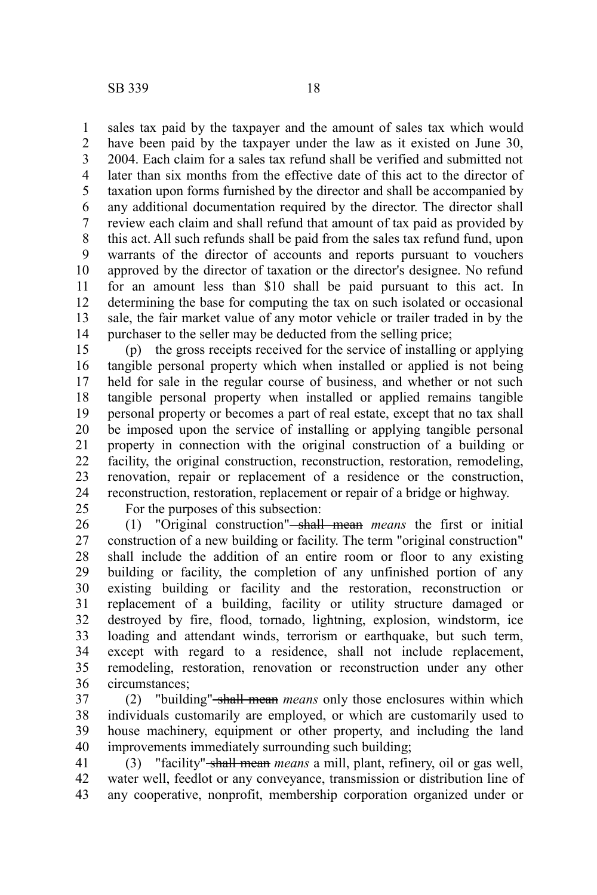sales tax paid by the taxpayer and the amount of sales tax which would have been paid by the taxpayer under the law as it existed on June 30, 2004. Each claim for a sales tax refund shall be verified and submitted not later than six months from the effective date of this act to the director of taxation upon forms furnished by the director and shall be accompanied by any additional documentation required by the director. The director shall review each claim and shall refund that amount of tax paid as provided by this act. All such refunds shall be paid from the sales tax refund fund, upon warrants of the director of accounts and reports pursuant to vouchers approved by the director of taxation or the director's designee. No refund for an amount less than $10 shall be paid pursuant to this act. In determining the base for computing the tax on such isolated or occasional sale, the fair market value of any motor vehicle or trailer traded in by the purchaser to the seller may be deducted from the selling price;

(p) the gross receipts received for the service of installing or applying tangible personal property which when installed or applied is not being held for sale in the regular course of business, and whether or not such tangible personal property when installed or applied remains tangible personal property or becomes a part of real estate, except that no tax shall be imposed upon the service of installing or applying tangible personal property in connection with the original construction of a building or facility, the original construction, reconstruction, restoration, remodeling, renovation, repair or replacement of a residence or the construction, reconstruction, restoration, replacement or repair of a bridge or highway.

For the purposes of this subsection:

(1) "Original construction" ~~shall mean~~ *means* the first or initial construction of a new building or facility. The term "original construction" shall include the addition of an entire room or floor to any existing building or facility, the completion of any unfinished portion of any existing building or facility and the restoration, reconstruction or replacement of a building, facility or utility structure damaged or destroyed by fire, flood, tornado, lightning, explosion, windstorm, ice loading and attendant winds, terrorism or earthquake, but such term, except with regard to a residence, shall not include replacement, remodeling, restoration, renovation or reconstruction under any other circumstances;

(2) "building" ~~shall mean~~ *means* only those enclosures within which individuals customarily are employed, or which are customarily used to house machinery, equipment or other property, and including the land improvements immediately surrounding such building;

(3) "facility" ~~shall mean~~ *means* a mill, plant, refinery, oil or gas well, water well, feedlot or any conveyance, transmission or distribution line of any cooperative, nonprofit, membership corporation organized under or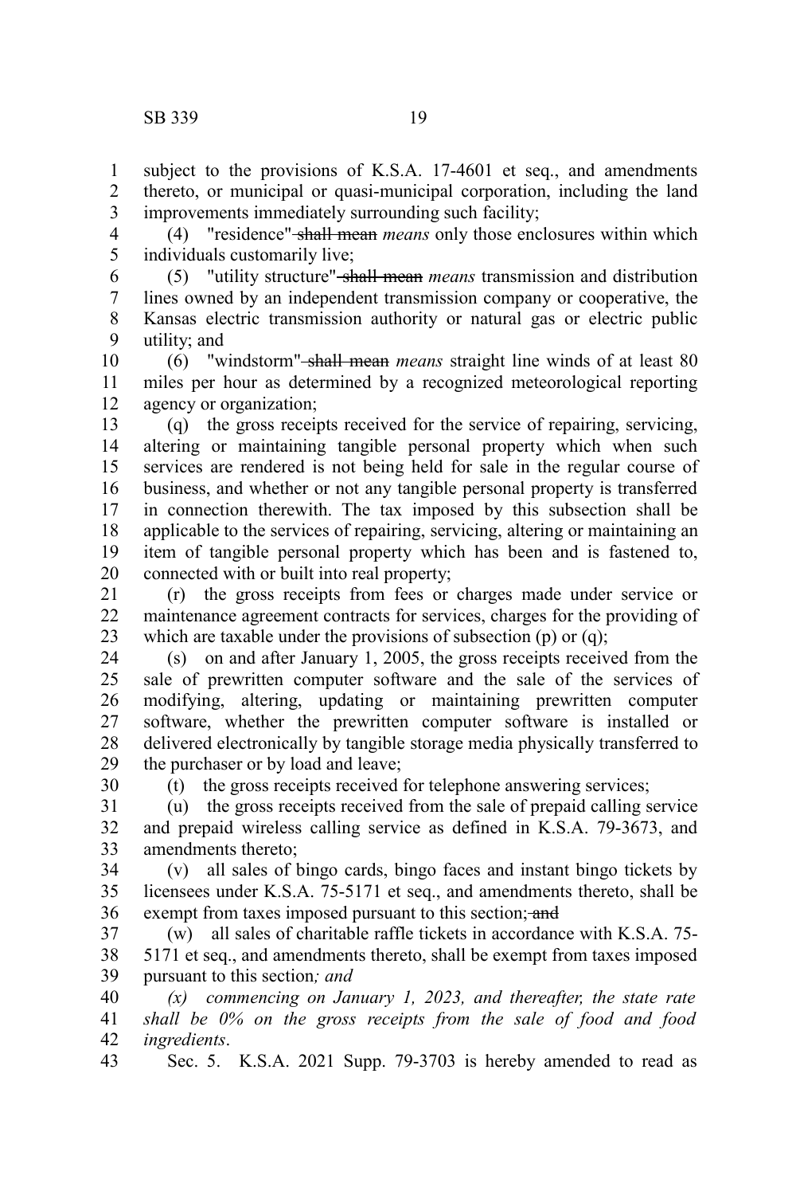subject to the provisions of K.S.A. 17-4601 et seq., and amendments thereto, or municipal or quasi-municipal corporation, including the land improvements immediately surrounding such facility;

(4) "residence" ~~shall mean~~ *means* only those enclosures within which individuals customarily live;

(5) "utility structure" ~~shall mean~~ *means* transmission and distribution lines owned by an independent transmission company or cooperative, the Kansas electric transmission authority or natural gas or electric public utility; and

(6) "windstorm" ~~shall mean~~ *means* straight line winds of at least 80 miles per hour as determined by a recognized meteorological reporting agency or organization;

(q) the gross receipts received for the service of repairing, servicing, altering or maintaining tangible personal property which when such services are rendered is not being held for sale in the regular course of business, and whether or not any tangible personal property is transferred in connection therewith. The tax imposed by this subsection shall be applicable to the services of repairing, servicing, altering or maintaining an item of tangible personal property which has been and is fastened to, connected with or built into real property;

(r) the gross receipts from fees or charges made under service or maintenance agreement contracts for services, charges for the providing of which are taxable under the provisions of subsection (p) or (q);

(s) on and after January 1, 2005, the gross receipts received from the sale of prewritten computer software and the sale of the services of modifying, altering, updating or maintaining prewritten computer software, whether the prewritten computer software is installed or delivered electronically by tangible storage media physically transferred to the purchaser or by load and leave;

(t) the gross receipts received for telephone answering services;

(u) the gross receipts received from the sale of prepaid calling service and prepaid wireless calling service as defined in K.S.A. 79-3673, and amendments thereto;

(v) all sales of bingo cards, bingo faces and instant bingo tickets by licensees under K.S.A. 75-5171 et seq., and amendments thereto, shall be exempt from taxes imposed pursuant to this section; ~~and~~

(w) all sales of charitable raffle tickets in accordance with K.S.A. 75-5171 et seq., and amendments thereto, shall be exempt from taxes imposed pursuant to this section*; and*

*(x) commencing on January 1, 2023, and thereafter, the state rate shall be 0% on the gross receipts from the sale of food and food ingredients*.

Sec. 5. K.S.A. 2021 Supp. 79-3703 is hereby amended to read as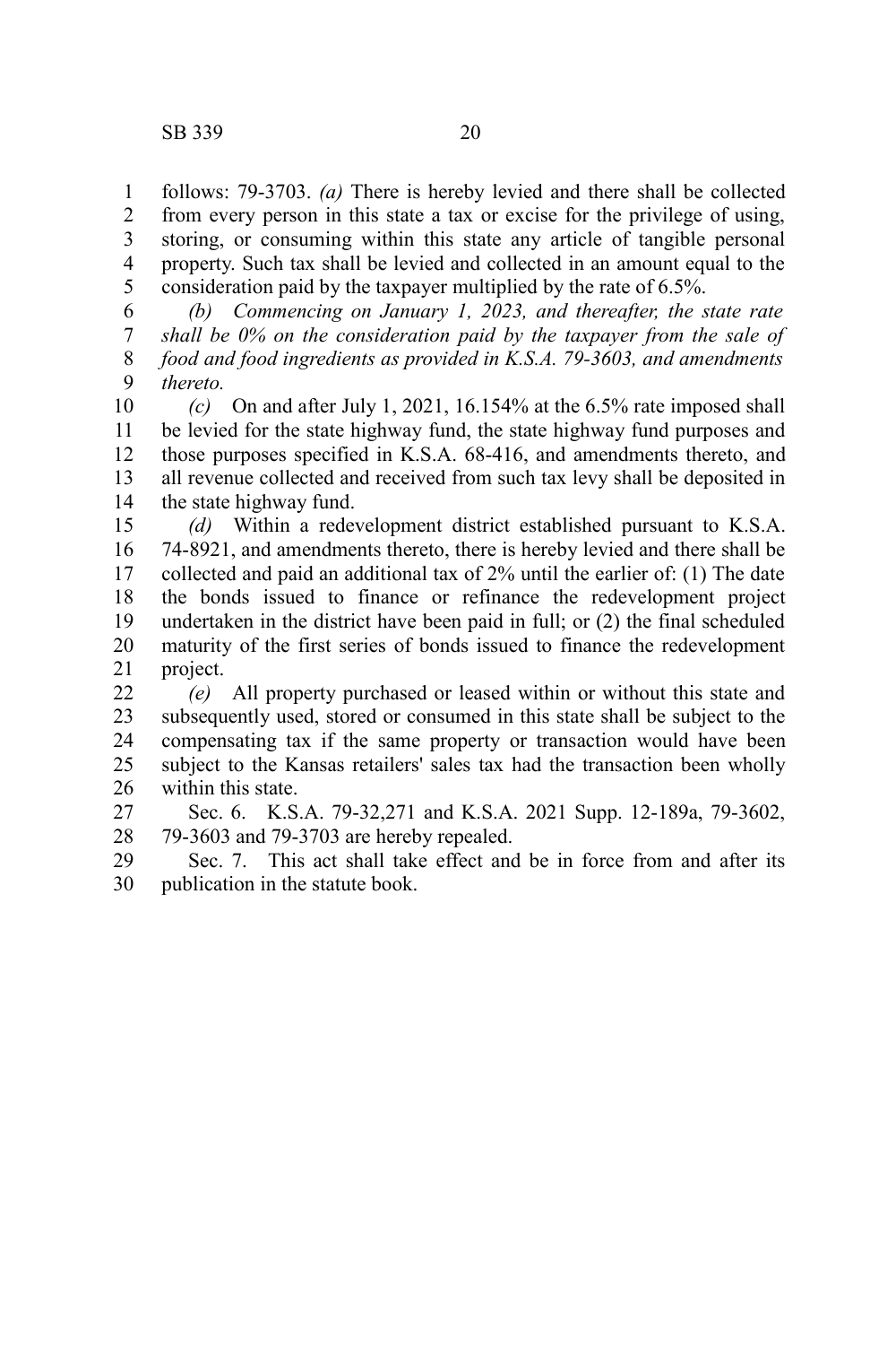follows: 79-3703. *(a)* There is hereby levied and there shall be collected from every person in this state a tax or excise for the privilege of using, storing, or consuming within this state any article of tangible personal property. Such tax shall be levied and collected in an amount equal to the consideration paid by the taxpayer multiplied by the rate of 6.5%.

*(b) Commencing on January 1, 2023, and thereafter, the state rate shall be 0% on the consideration paid by the taxpayer from the sale of food and food ingredients as provided in K.S.A. 79-3603, and amendments thereto.*

*(c)* On and after July 1, 2021, 16.154% at the 6.5% rate imposed shall be levied for the state highway fund, the state highway fund purposes and those purposes specified in K.S.A. 68-416, and amendments thereto, and all revenue collected and received from such tax levy shall be deposited in the state highway fund.

*(d)* Within a redevelopment district established pursuant to K.S.A. 74-8921, and amendments thereto, there is hereby levied and there shall be collected and paid an additional tax of 2% until the earlier of: (1) The date the bonds issued to finance or refinance the redevelopment project undertaken in the district have been paid in full; or (2) the final scheduled maturity of the first series of bonds issued to finance the redevelopment project.

*(e)* All property purchased or leased within or without this state and subsequently used, stored or consumed in this state shall be subject to the compensating tax if the same property or transaction would have been subject to the Kansas retailers' sales tax had the transaction been wholly within this state.

Sec. 6. K.S.A. 79-32,271 and K.S.A. 2021 Supp. 12-189a, 79-3602, 79-3603 and 79-3703 are hereby repealed.

Sec. 7. This act shall take effect and be in force from and after its publication in the statute book.